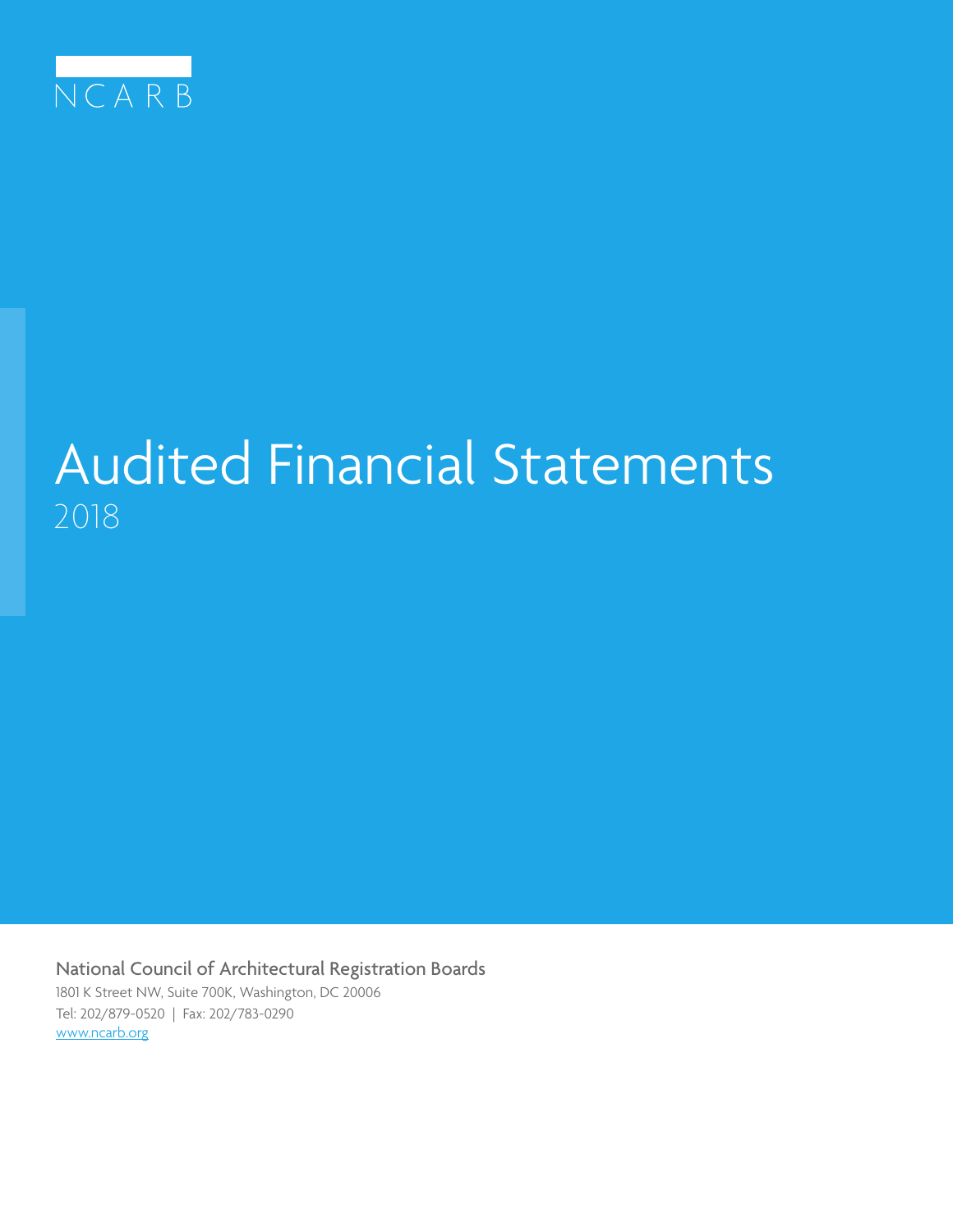NCARB

# Audited Financial Statements

2018

National Council of Architectural Registration Boards

1801 K Street NW, Suite 700K, Washington, DC 20006

Tel: 202/879-0520 | Fax: 202/783-0290

www.ncarb.org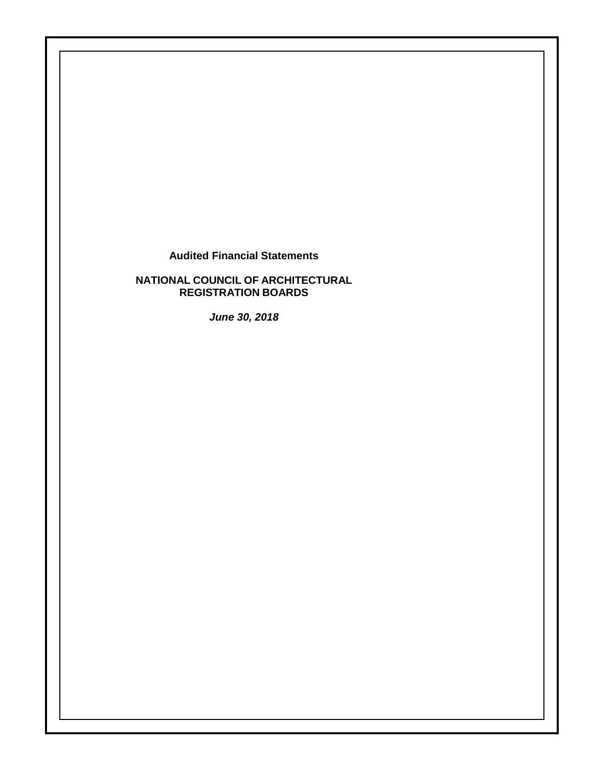**Audited Financial Statements**

**NATIONAL COUNCIL OF ARCHITECTURAL REGISTRATION BOARDS**

***June 30, 2018***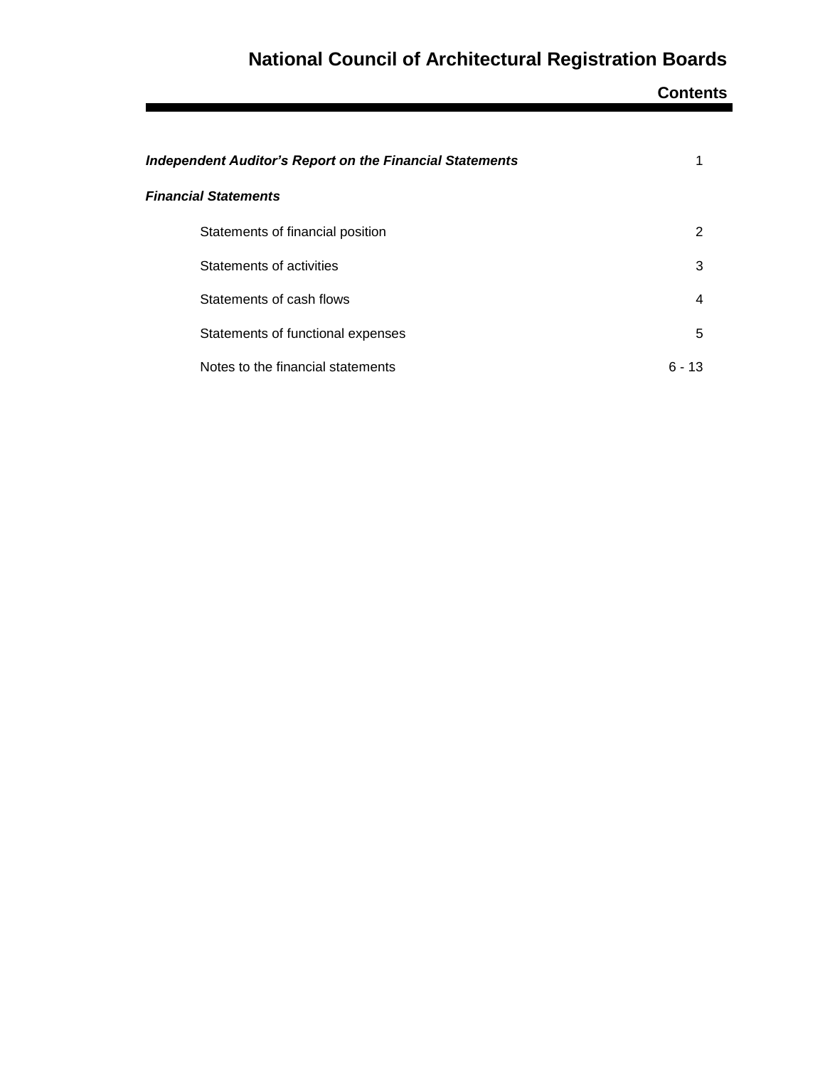# National Council of Architectural Registration Boards

## Contents

| | |
|---|---|
| ***Independent Auditor's Report on the Financial Statements*** | 1 |
| ***Financial Statements*** | |
| Statements of financial position | 2 |
| Statements of activities | 3 |
| Statements of cash flows | 4 |
| Statements of functional expenses | 5 |
| Notes to the financial statements | 6 - 13 |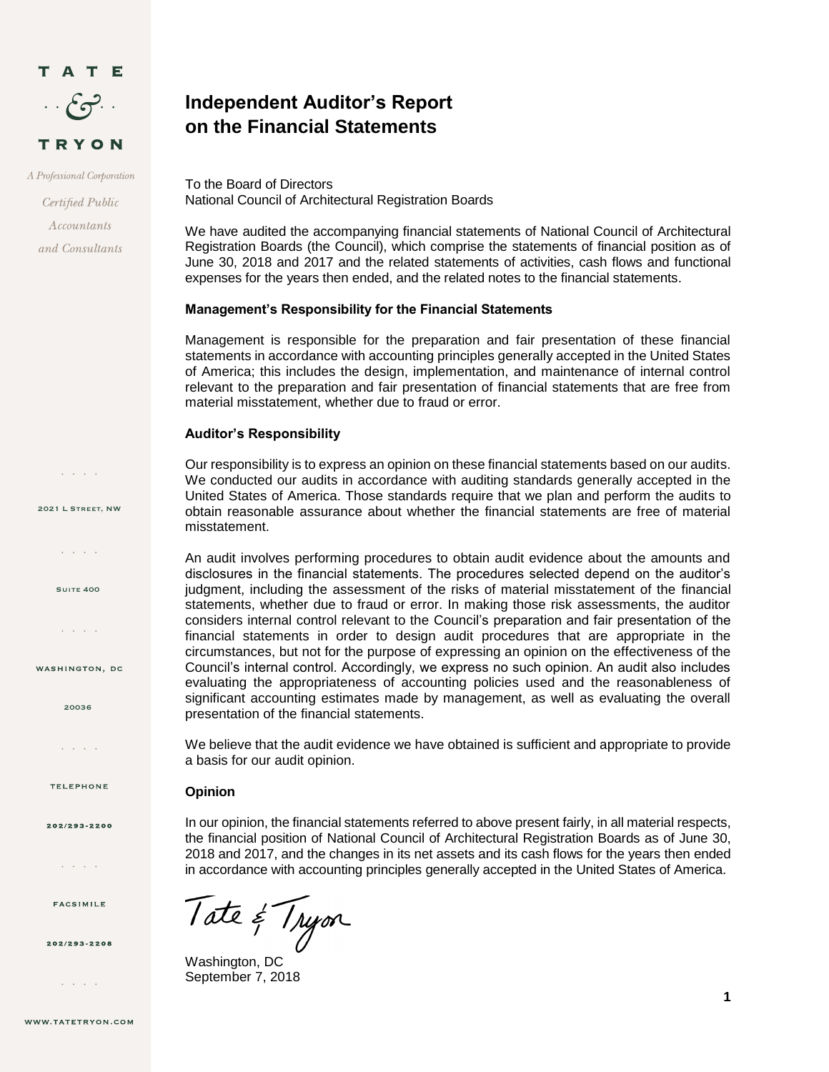# Independent Auditor's Report on the Financial Statements

To the Board of Directors
National Council of Architectural Registration Boards

We have audited the accompanying financial statements of National Council of Architectural Registration Boards (the Council), which comprise the statements of financial position as of June 30, 2018 and 2017 and the related statements of activities, cash flows and functional expenses for the years then ended, and the related notes to the financial statements.

### Management's Responsibility for the Financial Statements

Management is responsible for the preparation and fair presentation of these financial statements in accordance with accounting principles generally accepted in the United States of America; this includes the design, implementation, and maintenance of internal control relevant to the preparation and fair presentation of financial statements that are free from material misstatement, whether due to fraud or error.

### Auditor's Responsibility

Our responsibility is to express an opinion on these financial statements based on our audits. We conducted our audits in accordance with auditing standards generally accepted in the United States of America. Those standards require that we plan and perform the audits to obtain reasonable assurance about whether the financial statements are free of material misstatement.

An audit involves performing procedures to obtain audit evidence about the amounts and disclosures in the financial statements. The procedures selected depend on the auditor's judgment, including the assessment of the risks of material misstatement of the financial statements, whether due to fraud or error. In making those risk assessments, the auditor considers internal control relevant to the Council's preparation and fair presentation of the financial statements in order to design audit procedures that are appropriate in the circumstances, but not for the purpose of expressing an opinion on the effectiveness of the Council's internal control. Accordingly, we express no such opinion. An audit also includes evaluating the appropriateness of accounting policies used and the reasonableness of significant accounting estimates made by management, as well as evaluating the overall presentation of the financial statements.

We believe that the audit evidence we have obtained is sufficient and appropriate to provide a basis for our audit opinion.

### Opinion

In our opinion, the financial statements referred to above present fairly, in all material respects, the financial position of National Council of Architectural Registration Boards as of June 30, 2018 and 2017, and the changes in its net assets and its cash flows for the years then ended in accordance with accounting principles generally accepted in the United States of America.

Tate & Tryon

Washington, DC
September 7, 2018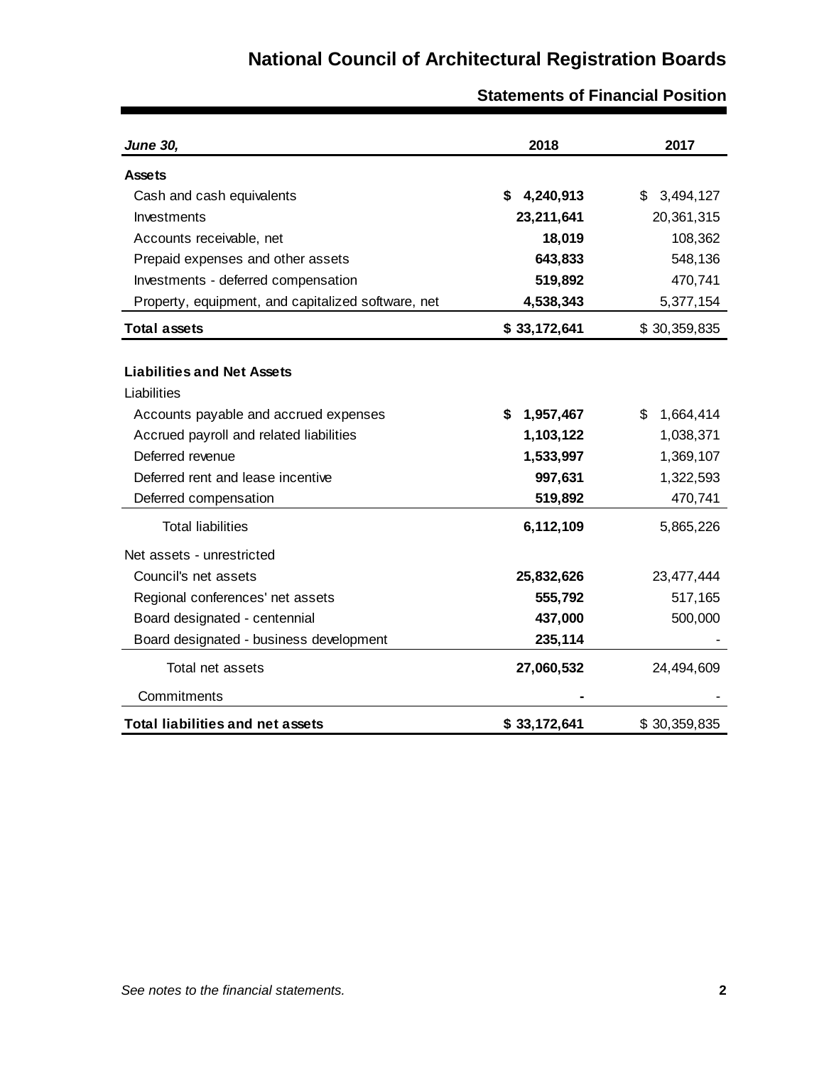# National Council of Architectural Registration Boards

## Statements of Financial Position

| *June 30,* | 2018 | 2017 |
|---|---|---|
| **Assets** | | |
| Cash and cash equivalents | **$ 4,240,913** | $ 3,494,127 |
| Investments | **23,211,641** | 20,361,315 |
| Accounts receivable, net | **18,019** | 108,362 |
| Prepaid expenses and other assets | **643,833** | 548,136 |
| Investments - deferred compensation | **519,892** | 470,741 |
| Property, equipment, and capitalized software, net | **4,538,343** | 5,377,154 |
| **Total assets** | **$ 33,172,641** | $ 30,359,835 |
| | | |
| **Liabilities and Net Assets** | | |
| Liabilities | | |
| Accounts payable and accrued expenses | **$ 1,957,467** | $ 1,664,414 |
| Accrued payroll and related liabilities | **1,103,122** | 1,038,371 |
| Deferred revenue | **1,533,997** | 1,369,107 |
| Deferred rent and lease incentive | **997,631** | 1,322,593 |
| Deferred compensation | **519,892** | 470,741 |
| Total liabilities | **6,112,109** | 5,865,226 |
| Net assets - unrestricted | | |
| Council's net assets | **25,832,626** | 23,477,444 |
| Regional conferences' net assets | **555,792** | 517,165 |
| Board designated - centennial | **437,000** | 500,000 |
| Board designated - business development | **235,114** | - |
| Total net assets | **27,060,532** | 24,494,609 |
| Commitments | **-** | - |
| **Total liabilities and net assets** | **$ 33,172,641** | $ 30,359,835 |

*See notes to the financial statements.*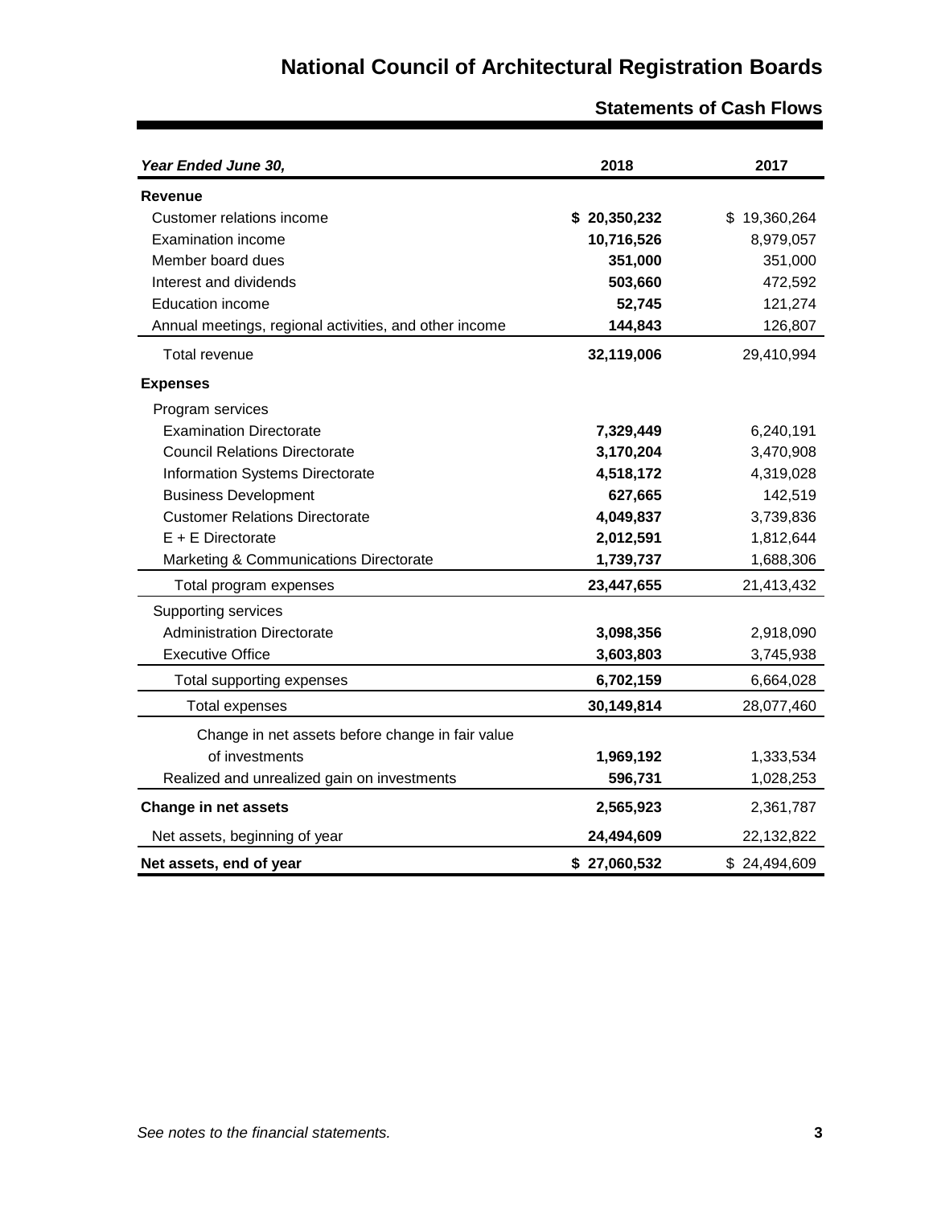# National Council of Architectural Registration Boards

## Statements of Cash Flows

| *Year Ended June 30,* | 2018 | 2017 |
|---|---|---|
| **Revenue** | | |
| Customer relations income | **$ 20,350,232** | $ 19,360,264 |
| Examination income | **10,716,526** | 8,979,057 |
| Member board dues | **351,000** | 351,000 |
| Interest and dividends | **503,660** | 472,592 |
| Education income | **52,745** | 121,274 |
| Annual meetings, regional activities, and other income | **144,843** | 126,807 |
| Total revenue | **32,119,006** | 29,410,994 |
| **Expenses** | | |
| Program services | | |
| Examination Directorate | **7,329,449** | 6,240,191 |
| Council Relations Directorate | **3,170,204** | 3,470,908 |
| Information Systems Directorate | **4,518,172** | 4,319,028 |
| Business Development | **627,665** | 142,519 |
| Customer Relations Directorate | **4,049,837** | 3,739,836 |
| E + E Directorate | **2,012,591** | 1,812,644 |
| Marketing & Communications Directorate | **1,739,737** | 1,688,306 |
| Total program expenses | **23,447,655** | 21,413,432 |
| Supporting services | | |
| Administration Directorate | **3,098,356** | 2,918,090 |
| Executive Office | **3,603,803** | 3,745,938 |
| Total supporting expenses | **6,702,159** | 6,664,028 |
| Total expenses | **30,149,814** | 28,077,460 |
| Change in net assets before change in fair value of investments | **1,969,192** | 1,333,534 |
| Realized and unrealized gain on investments | **596,731** | 1,028,253 |
| **Change in net assets** | **2,565,923** | 2,361,787 |
| Net assets, beginning of year | **24,494,609** | 22,132,822 |
| **Net assets, end of year** | **$ 27,060,532** | $ 24,494,609 |

*See notes to the financial statements.*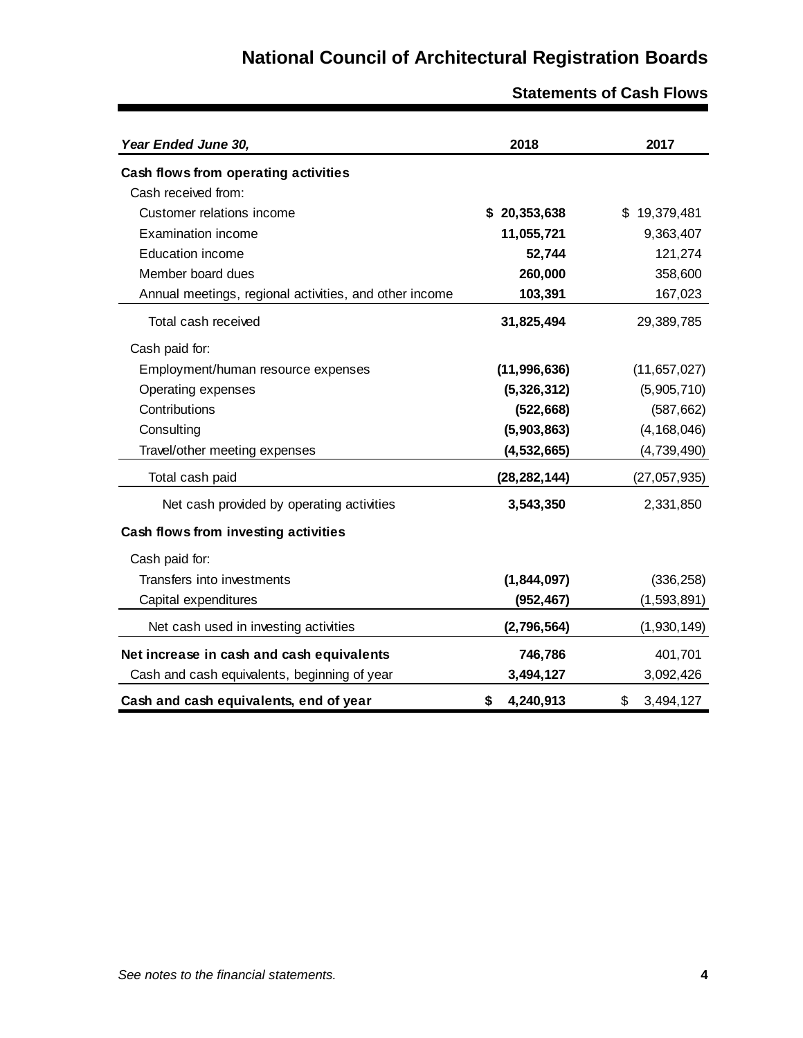# National Council of Architectural Registration Boards

## Statements of Cash Flows

| *Year Ended June 30,* | 2018 | 2017 |
|---|---|---|
| **Cash flows from operating activities** | | |
| Cash received from: | | |
| Customer relations income | **$ 20,353,638** | $ 19,379,481 |
| Examination income | **11,055,721** | 9,363,407 |
| Education income | **52,744** | 121,274 |
| Member board dues | **260,000** | 358,600 |
| Annual meetings, regional activities, and other income | **103,391** | 167,023 |
| Total cash received | **31,825,494** | 29,389,785 |
| Cash paid for: | | |
| Employment/human resource expenses | **(11,996,636)** | (11,657,027) |
| Operating expenses | **(5,326,312)** | (5,905,710) |
| Contributions | **(522,668)** | (587,662) |
| Consulting | **(5,903,863)** | (4,168,046) |
| Travel/other meeting expenses | **(4,532,665)** | (4,739,490) |
| Total cash paid | **(28,282,144)** | (27,057,935) |
| Net cash provided by operating activities | **3,543,350** | 2,331,850 |
| **Cash flows from investing activities** | | |
| Cash paid for: | | |
| Transfers into investments | **(1,844,097)** | (336,258) |
| Capital expenditures | **(952,467)** | (1,593,891) |
| Net cash used in investing activities | **(2,796,564)** | (1,930,149) |
| **Net increase in cash and cash equivalents** | **746,786** | 401,701 |
| Cash and cash equivalents, beginning of year | **3,494,127** | 3,092,426 |
| **Cash and cash equivalents, end of year** | **$ 4,240,913** | $ 3,494,127 |

*See notes to the financial statements.*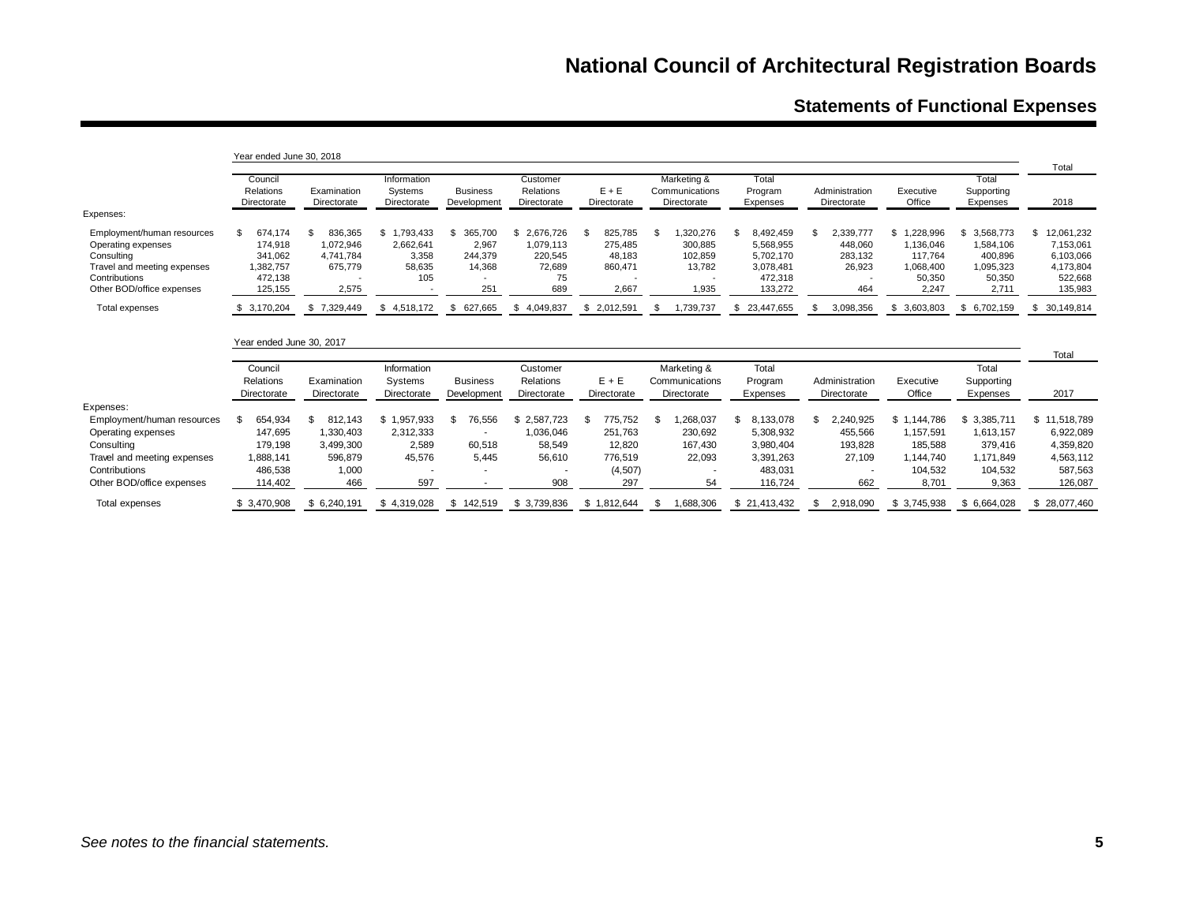# National Council of Architectural Registration Boards

## Statements of Functional Expenses

Year ended June 30, 2018

| Expenses: | Council Relations Directorate | Examination Directorate | Information Systems Directorate | Business Development | Customer Relations Directorate | E + E Directorate | Marketing & Communications Directorate | Total Program Expenses | Administration Directorate | Executive Office | Total Supporting Expenses | Total 2018 |
|---|---|---|---|---|---|---|---|---|---|---|---|---|
| Employment/human resources | $ 674,174 | $ 836,365 | $ 1,793,433 | $ 365,700 | $ 2,676,726 | $ 825,785 | $ 1,320,276 | $ 8,492,459 | $ 2,339,777 | $ 1,228,996 | $ 3,568,773 | $ 12,061,232 |
| Operating expenses | 174,918 | 1,072,946 | 2,662,641 | 2,967 | 1,079,113 | 275,485 | 300,885 | 5,568,955 | 448,060 | 1,136,046 | 1,584,106 | 7,153,061 |
| Consulting | 341,062 | 4,741,784 | 3,358 | 244,379 | 220,545 | 48,183 | 102,859 | 5,702,170 | 283,132 | 117,764 | 400,896 | 6,103,066 |
| Travel and meeting expenses | 1,382,757 | 675,779 | 58,635 | 14,368 | 72,689 | 860,471 | 13,782 | 3,078,481 | 26,923 | 1,068,400 | 1,095,323 | 4,173,804 |
| Contributions | 472,138 | - | 105 | - | 75 | - | - | 472,318 | - | 50,350 | 50,350 | 522,668 |
| Other BOD/office expenses | 125,155 | 2,575 | - | 251 | 689 | 2,667 | 1,935 | 133,272 | 464 | 2,247 | 2,711 | 135,983 |
| Total expenses | $ 3,170,204 | $ 7,329,449 | $ 4,518,172 | $ 627,665 | $ 4,049,837 | $ 2,012,591 | $ 1,739,737 | $ 23,447,655 | $ 3,098,356 | $ 3,603,803 | $ 6,702,159 | $ 30,149,814 |

Year ended June 30, 2017

| Expenses: | Council Relations Directorate | Examination Directorate | Information Systems Directorate | Business Development | Customer Relations Directorate | E + E Directorate | Marketing & Communications Directorate | Total Program Expenses | Administration Directorate | Executive Office | Total Supporting Expenses | Total 2017 |
|---|---|---|---|---|---|---|---|---|---|---|---|---|
| Employment/human resources | $ 654,934 | $ 812,143 | $ 1,957,933 | $ 76,556 | $ 2,587,723 | $ 775,752 | $ 1,268,037 | $ 8,133,078 | $ 2,240,925 | $ 1,144,786 | $ 3,385,711 | $ 11,518,789 |
| Operating expenses | 147,695 | 1,330,403 | 2,312,333 | - | 1,036,046 | 251,763 | 230,692 | 5,308,932 | 455,566 | 1,157,591 | 1,613,157 | 6,922,089 |
| Consulting | 179,198 | 3,499,300 | 2,589 | 60,518 | 58,549 | 12,820 | 167,430 | 3,980,404 | 193,828 | 185,588 | 379,416 | 4,359,820 |
| Travel and meeting expenses | 1,888,141 | 596,879 | 45,576 | 5,445 | 56,610 | 776,519 | 22,093 | 3,391,263 | 27,109 | 1,144,740 | 1,171,849 | 4,563,112 |
| Contributions | 486,538 | 1,000 | - | - | - | (4,507) | - | 483,031 | - | 104,532 | 104,532 | 587,563 |
| Other BOD/office expenses | 114,402 | 466 | 597 | - | 908 | 297 | 54 | 116,724 | 662 | 8,701 | 9,363 | 126,087 |
| Total expenses | $ 3,470,908 | $ 6,240,191 | $ 4,319,028 | $ 142,519 | $ 3,739,836 | $ 1,812,644 | $ 1,688,306 | $ 21,413,432 | $ 2,918,090 | $ 3,745,938 | $ 6,664,028 | $ 28,077,460 |

*See notes to the financial statements.*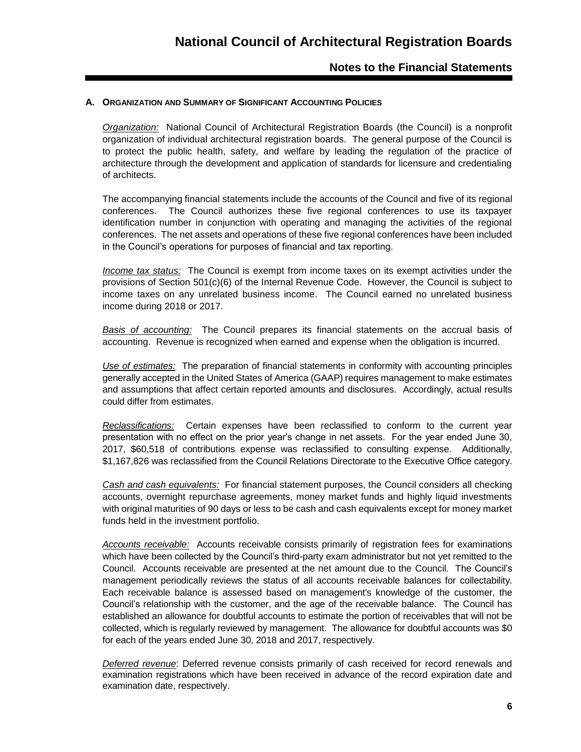### A. ORGANIZATION AND SUMMARY OF SIGNIFICANT ACCOUNTING POLICIES

*Organization:* National Council of Architectural Registration Boards (the Council) is a nonprofit organization of individual architectural registration boards. The general purpose of the Council is to protect the public health, safety, and welfare by leading the regulation of the practice of architecture through the development and application of standards for licensure and credentialing of architects.

The accompanying financial statements include the accounts of the Council and five of its regional conferences. The Council authorizes these five regional conferences to use its taxpayer identification number in conjunction with operating and managing the activities of the regional conferences. The net assets and operations of these five regional conferences have been included in the Council's operations for purposes of financial and tax reporting.

*Income tax status:* The Council is exempt from income taxes on its exempt activities under the provisions of Section 501(c)(6) of the Internal Revenue Code. However, the Council is subject to income taxes on any unrelated business income. The Council earned no unrelated business income during 2018 or 2017.

*Basis of accounting:* The Council prepares its financial statements on the accrual basis of accounting. Revenue is recognized when earned and expense when the obligation is incurred.

*Use of estimates:* The preparation of financial statements in conformity with accounting principles generally accepted in the United States of America (GAAP) requires management to make estimates and assumptions that affect certain reported amounts and disclosures. Accordingly, actual results could differ from estimates.

*Reclassifications:* Certain expenses have been reclassified to conform to the current year presentation with no effect on the prior year's change in net assets. For the year ended June 30, 2017, $60,518 of contributions expense was reclassified to consulting expense. Additionally, $1,167,826 was reclassified from the Council Relations Directorate to the Executive Office category.

*Cash and cash equivalents:* For financial statement purposes, the Council considers all checking accounts, overnight repurchase agreements, money market funds and highly liquid investments with original maturities of 90 days or less to be cash and cash equivalents except for money market funds held in the investment portfolio.

*Accounts receivable:* Accounts receivable consists primarily of registration fees for examinations which have been collected by the Council's third-party exam administrator but not yet remitted to the Council. Accounts receivable are presented at the net amount due to the Council. The Council's management periodically reviews the status of all accounts receivable balances for collectability. Each receivable balance is assessed based on management's knowledge of the customer, the Council's relationship with the customer, and the age of the receivable balance. The Council has established an allowance for doubtful accounts to estimate the portion of receivables that will not be collected, which is regularly reviewed by management. The allowance for doubtful accounts was $0 for each of the years ended June 30, 2018 and 2017, respectively.

*Deferred revenue*: Deferred revenue consists primarily of cash received for record renewals and examination registrations which have been received in advance of the record expiration date and examination date, respectively.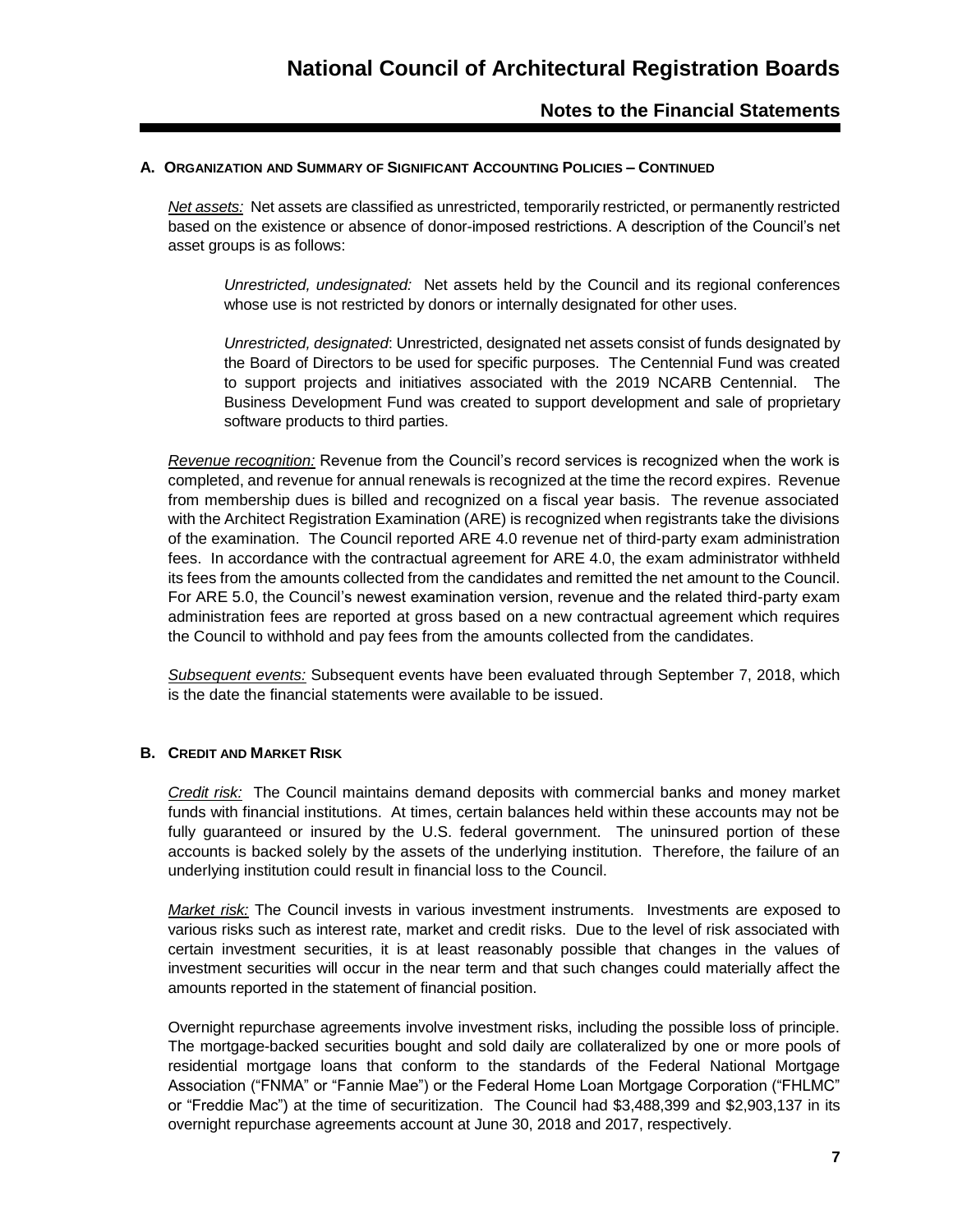### A. Organization and Summary of Significant Accounting Policies – Continued

*Net assets:* Net assets are classified as unrestricted, temporarily restricted, or permanently restricted based on the existence or absence of donor-imposed restrictions. A description of the Council's net asset groups is as follows:

> *Unrestricted, undesignated:* Net assets held by the Council and its regional conferences whose use is not restricted by donors or internally designated for other uses.
>
> *Unrestricted, designated*: Unrestricted, designated net assets consist of funds designated by the Board of Directors to be used for specific purposes. The Centennial Fund was created to support projects and initiatives associated with the 2019 NCARB Centennial. The Business Development Fund was created to support development and sale of proprietary software products to third parties.

*Revenue recognition:* Revenue from the Council's record services is recognized when the work is completed, and revenue for annual renewals is recognized at the time the record expires. Revenue from membership dues is billed and recognized on a fiscal year basis. The revenue associated with the Architect Registration Examination (ARE) is recognized when registrants take the divisions of the examination. The Council reported ARE 4.0 revenue net of third-party exam administration fees. In accordance with the contractual agreement for ARE 4.0, the exam administrator withheld its fees from the amounts collected from the candidates and remitted the net amount to the Council. For ARE 5.0, the Council's newest examination version, revenue and the related third-party exam administration fees are reported at gross based on a new contractual agreement which requires the Council to withhold and pay fees from the amounts collected from the candidates.

*Subsequent events:* Subsequent events have been evaluated through September 7, 2018, which is the date the financial statements were available to be issued.

### B. Credit and Market Risk

*Credit risk:* The Council maintains demand deposits with commercial banks and money market funds with financial institutions. At times, certain balances held within these accounts may not be fully guaranteed or insured by the U.S. federal government. The uninsured portion of these accounts is backed solely by the assets of the underlying institution. Therefore, the failure of an underlying institution could result in financial loss to the Council.

*Market risk:* The Council invests in various investment instruments. Investments are exposed to various risks such as interest rate, market and credit risks. Due to the level of risk associated with certain investment securities, it is at least reasonably possible that changes in the values of investment securities will occur in the near term and that such changes could materially affect the amounts reported in the statement of financial position.

Overnight repurchase agreements involve investment risks, including the possible loss of principle. The mortgage-backed securities bought and sold daily are collateralized by one or more pools of residential mortgage loans that conform to the standards of the Federal National Mortgage Association ("FNMA" or "Fannie Mae") or the Federal Home Loan Mortgage Corporation ("FHLMC" or "Freddie Mac") at the time of securitization. The Council had $3,488,399 and $2,903,137 in its overnight repurchase agreements account at June 30, 2018 and 2017, respectively.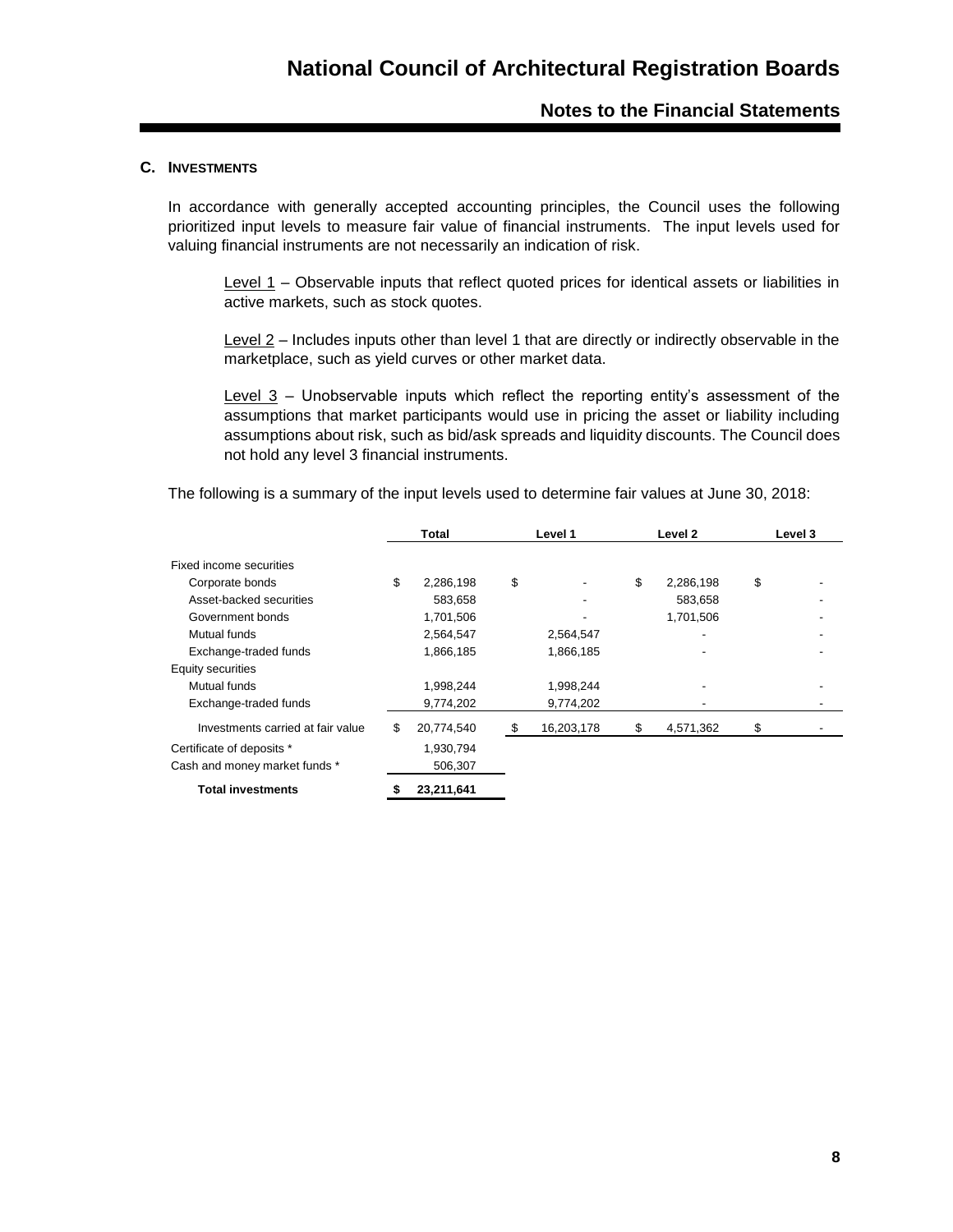### C. INVESTMENTS

In accordance with generally accepted accounting principles, the Council uses the following prioritized input levels to measure fair value of financial instruments. The input levels used for valuing financial instruments are not necessarily an indication of risk.

> Level 1 – Observable inputs that reflect quoted prices for identical assets or liabilities in active markets, such as stock quotes.
>
> Level 2 – Includes inputs other than level 1 that are directly or indirectly observable in the marketplace, such as yield curves or other market data.
>
> Level 3 – Unobservable inputs which reflect the reporting entity's assessment of the assumptions that market participants would use in pricing the asset or liability including assumptions about risk, such as bid/ask spreads and liquidity discounts. The Council does not hold any level 3 financial instruments.

The following is a summary of the input levels used to determine fair values at June 30, 2018:

| | Total | Level 1 | Level 2 | Level 3 |
|---|---|---|---|---|
| Fixed income securities | | | | |
| Corporate bonds | $ 2,286,198 | $ - | $ 2,286,198 | $ - |
| Asset-backed securities | 583,658 | - | 583,658 | - |
| Government bonds | 1,701,506 | - | 1,701,506 | - |
| Mutual funds | 2,564,547 | 2,564,547 | - | - |
| Exchange-traded funds | 1,866,185 | 1,866,185 | - | - |
| Equity securities | | | | |
| Mutual funds | 1,998,244 | 1,998,244 | - | - |
| Exchange-traded funds | 9,774,202 | 9,774,202 | - | - |
| Investments carried at fair value | $ 20,774,540 | $ 16,203,178 | $ 4,571,362 | $ - |
| Certificate of deposits * | 1,930,794 | | | |
| Cash and money market funds * | 506,307 | | | |
| **Total investments** | **$ 23,211,641** | | | |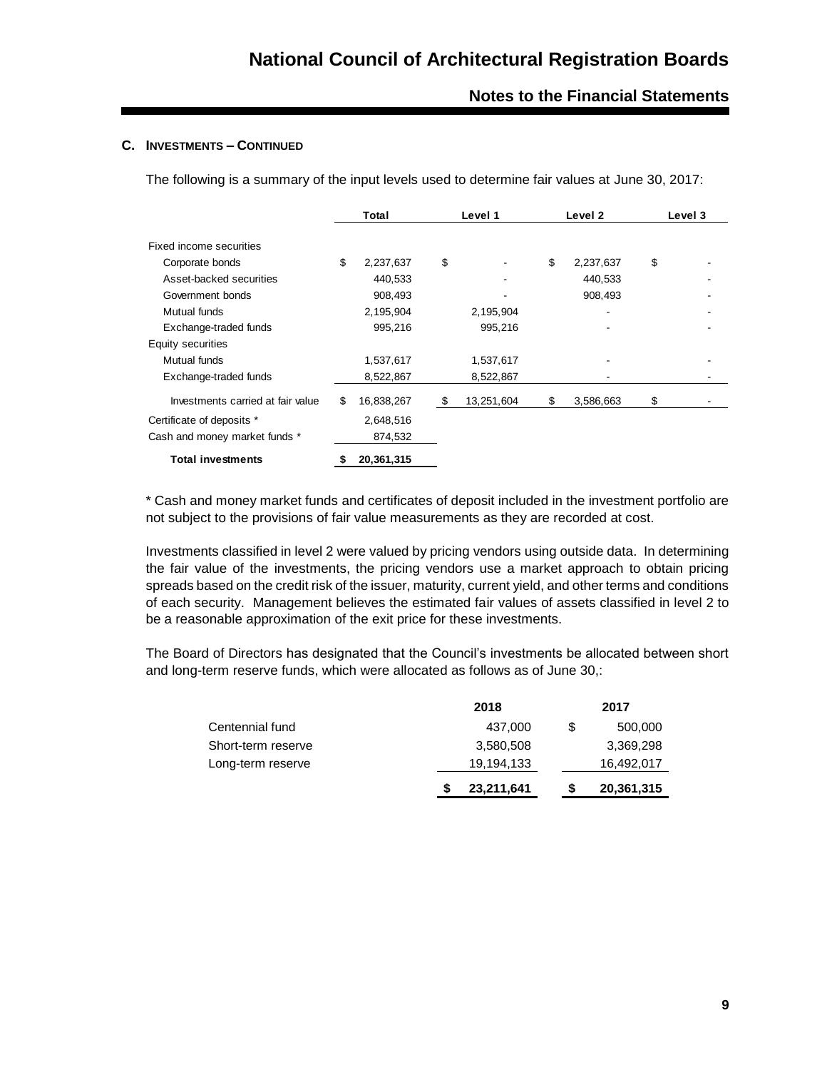### C. Investments – Continued

The following is a summary of the input levels used to determine fair values at June 30, 2017:

| | Total | Level 1 | Level 2 | Level 3 |
|---|---|---|---|---|
| Fixed income securities | | | | |
| Corporate bonds | $ 2,237,637 | $ - | $ 2,237,637 | $ - |
| Asset-backed securities | 440,533 | - | 440,533 | - |
| Government bonds | 908,493 | - | 908,493 | - |
| Mutual funds | 2,195,904 | 2,195,904 | - | - |
| Exchange-traded funds | 995,216 | 995,216 | - | - |
| Equity securities | | | | |
| Mutual funds | 1,537,617 | 1,537,617 | - | - |
| Exchange-traded funds | 8,522,867 | 8,522,867 | - | - |
| Investments carried at fair value | $ 16,838,267 | $ 13,251,604 | $ 3,586,663 | $ - |
| Certificate of deposits * | 2,648,516 | | | |
| Cash and money market funds * | 874,532 | | | |
| **Total investments** | **$ 20,361,315** | | | |

* Cash and money market funds and certificates of deposit included in the investment portfolio are not subject to the provisions of fair value measurements as they are recorded at cost.

Investments classified in level 2 were valued by pricing vendors using outside data. In determining the fair value of the investments, the pricing vendors use a market approach to obtain pricing spreads based on the credit risk of the issuer, maturity, current yield, and other terms and conditions of each security. Management believes the estimated fair values of assets classified in level 2 to be a reasonable approximation of the exit price for these investments.

The Board of Directors has designated that the Council's investments be allocated between short and long-term reserve funds, which were allocated as follows as of June 30,:

| | 2018 | 2017 |
|---|---|---|
| Centennial fund | 437,000 | $ 500,000 |
| Short-term reserve | 3,580,508 | 3,369,298 |
| Long-term reserve | 19,194,133 | 16,492,017 |
| | **$ 23,211,641** | **$ 20,361,315** |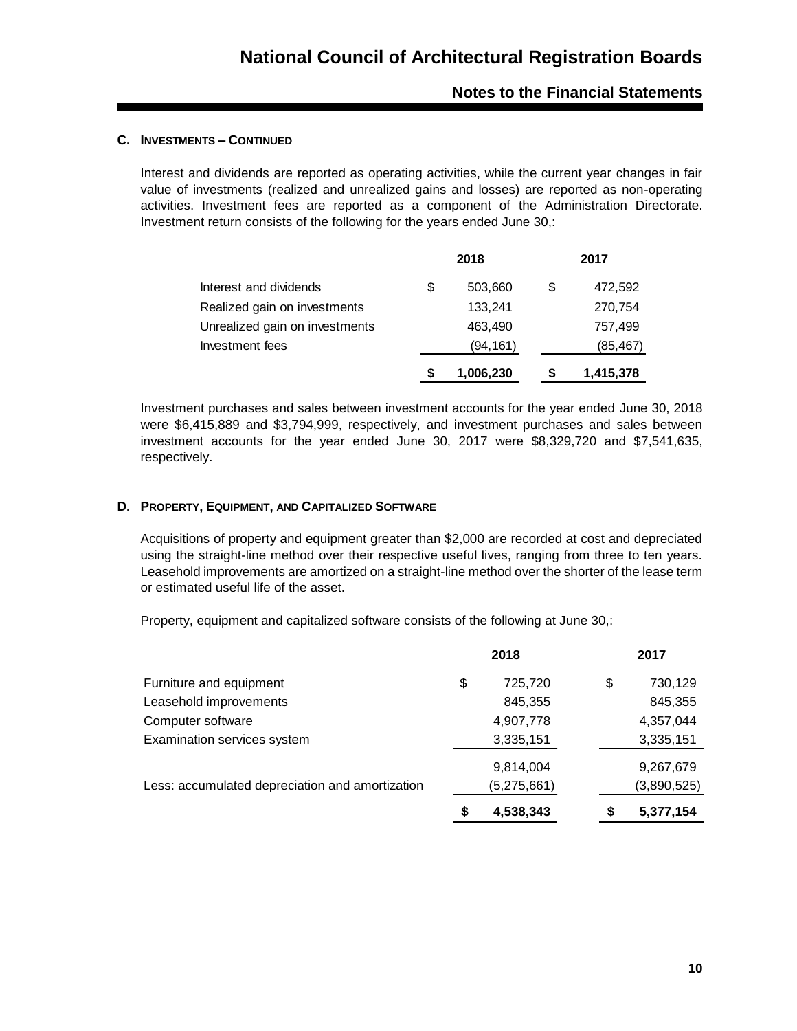### C. Investments – Continued

Interest and dividends are reported as operating activities, while the current year changes in fair value of investments (realized and unrealized gains and losses) are reported as non-operating activities. Investment fees are reported as a component of the Administration Directorate. Investment return consists of the following for the years ended June 30,:

| | 2018 | 2017 |
|---|---|---|
| Interest and dividends | $ 503,660 | $ 472,592 |
| Realized gain on investments | 133,241 | 270,754 |
| Unrealized gain on investments | 463,490 | 757,499 |
| Investment fees | (94,161) | (85,467) |
| | **$ 1,006,230** | **$ 1,415,378** |

Investment purchases and sales between investment accounts for the year ended June 30, 2018 were $6,415,889 and $3,794,999, respectively, and investment purchases and sales between investment accounts for the year ended June 30, 2017 were $8,329,720 and $7,541,635, respectively.

### D. Property, Equipment, and Capitalized Software

Acquisitions of property and equipment greater than $2,000 are recorded at cost and depreciated using the straight-line method over their respective useful lives, ranging from three to ten years. Leasehold improvements are amortized on a straight-line method over the shorter of the lease term or estimated useful life of the asset.

Property, equipment and capitalized software consists of the following at June 30,:

| | 2018 | 2017 |
|---|---|---|
| Furniture and equipment | $ 725,720 | $ 730,129 |
| Leasehold improvements | 845,355 | 845,355 |
| Computer software | 4,907,778 | 4,357,044 |
| Examination services system | 3,335,151 | 3,335,151 |
| | 9,814,004 | 9,267,679 |
| Less: accumulated depreciation and amortization | (5,275,661) | (3,890,525) |
| | **$ 4,538,343** | **$ 5,377,154** |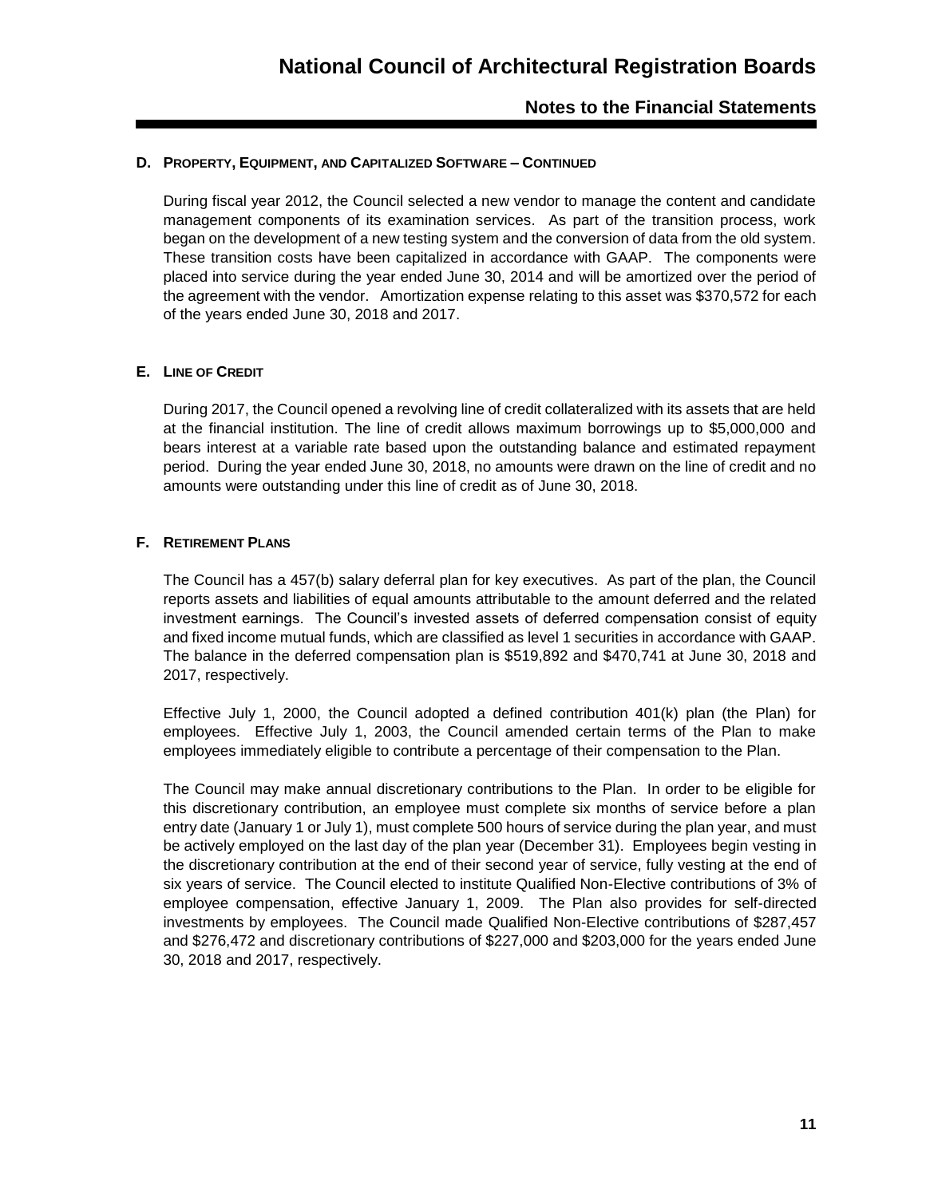### D. Property, Equipment, and Capitalized Software – Continued

During fiscal year 2012, the Council selected a new vendor to manage the content and candidate management components of its examination services. As part of the transition process, work began on the development of a new testing system and the conversion of data from the old system. These transition costs have been capitalized in accordance with GAAP. The components were placed into service during the year ended June 30, 2014 and will be amortized over the period of the agreement with the vendor. Amortization expense relating to this asset was $370,572 for each of the years ended June 30, 2018 and 2017.

### E. Line of Credit

During 2017, the Council opened a revolving line of credit collateralized with its assets that are held at the financial institution. The line of credit allows maximum borrowings up to $5,000,000 and bears interest at a variable rate based upon the outstanding balance and estimated repayment period. During the year ended June 30, 2018, no amounts were drawn on the line of credit and no amounts were outstanding under this line of credit as of June 30, 2018.

### F. Retirement Plans

The Council has a 457(b) salary deferral plan for key executives. As part of the plan, the Council reports assets and liabilities of equal amounts attributable to the amount deferred and the related investment earnings. The Council's invested assets of deferred compensation consist of equity and fixed income mutual funds, which are classified as level 1 securities in accordance with GAAP. The balance in the deferred compensation plan is $519,892 and $470,741 at June 30, 2018 and 2017, respectively.

Effective July 1, 2000, the Council adopted a defined contribution 401(k) plan (the Plan) for employees. Effective July 1, 2003, the Council amended certain terms of the Plan to make employees immediately eligible to contribute a percentage of their compensation to the Plan.

The Council may make annual discretionary contributions to the Plan. In order to be eligible for this discretionary contribution, an employee must complete six months of service before a plan entry date (January 1 or July 1), must complete 500 hours of service during the plan year, and must be actively employed on the last day of the plan year (December 31). Employees begin vesting in the discretionary contribution at the end of their second year of service, fully vesting at the end of six years of service. The Council elected to institute Qualified Non-Elective contributions of 3% of employee compensation, effective January 1, 2009. The Plan also provides for self-directed investments by employees. The Council made Qualified Non-Elective contributions of $287,457 and $276,472 and discretionary contributions of $227,000 and $203,000 for the years ended June 30, 2018 and 2017, respectively.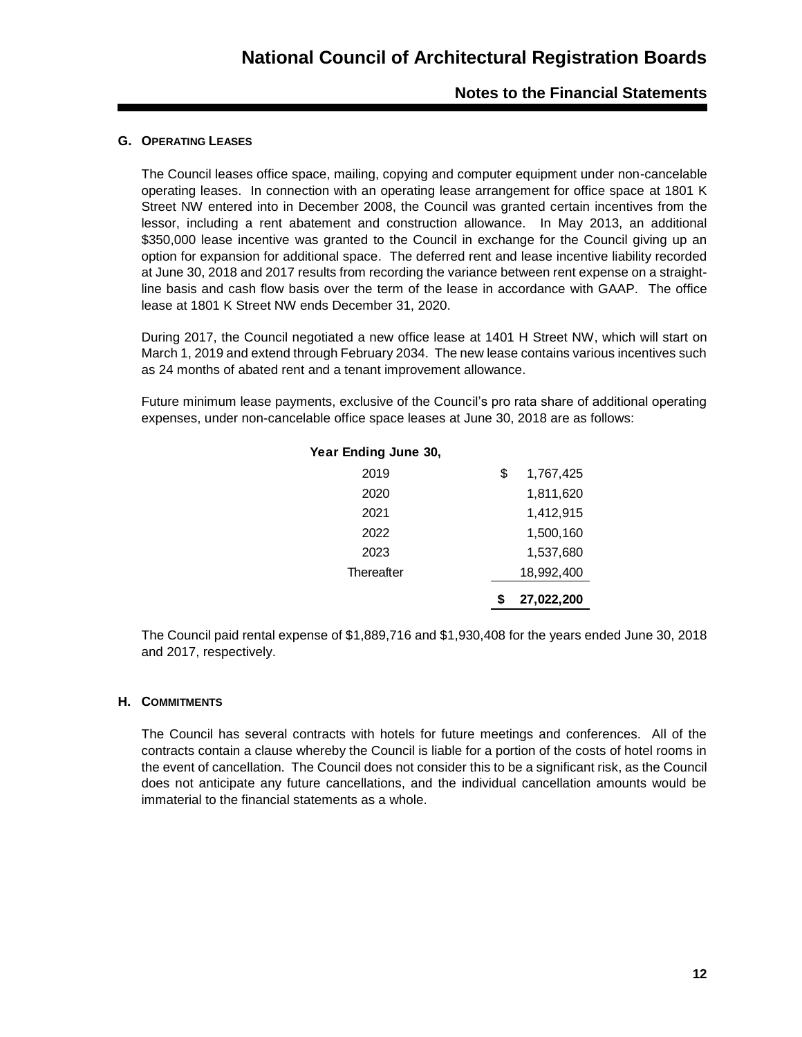### G. Operating Leases

The Council leases office space, mailing, copying and computer equipment under non-cancelable operating leases. In connection with an operating lease arrangement for office space at 1801 K Street NW entered into in December 2008, the Council was granted certain incentives from the lessor, including a rent abatement and construction allowance. In May 2013, an additional $350,000 lease incentive was granted to the Council in exchange for the Council giving up an option for expansion for additional space. The deferred rent and lease incentive liability recorded at June 30, 2018 and 2017 results from recording the variance between rent expense on a straight-line basis and cash flow basis over the term of the lease in accordance with GAAP. The office lease at 1801 K Street NW ends December 31, 2020.

During 2017, the Council negotiated a new office lease at 1401 H Street NW, which will start on March 1, 2019 and extend through February 2034. The new lease contains various incentives such as 24 months of abated rent and a tenant improvement allowance.

Future minimum lease payments, exclusive of the Council's pro rata share of additional operating expenses, under non-cancelable office space leases at June 30, 2018 are as follows:

| Year Ending June 30, | |
|---|---|
| 2019 | $ 1,767,425 |
| 2020 | 1,811,620 |
| 2021 | 1,412,915 |
| 2022 | 1,500,160 |
| 2023 | 1,537,680 |
| Thereafter | 18,992,400 |
| | **$ 27,022,200** |

The Council paid rental expense of $1,889,716 and $1,930,408 for the years ended June 30, 2018 and 2017, respectively.

### H. Commitments

The Council has several contracts with hotels for future meetings and conferences. All of the contracts contain a clause whereby the Council is liable for a portion of the costs of hotel rooms in the event of cancellation. The Council does not consider this to be a significant risk, as the Council does not anticipate any future cancellations, and the individual cancellation amounts would be immaterial to the financial statements as a whole.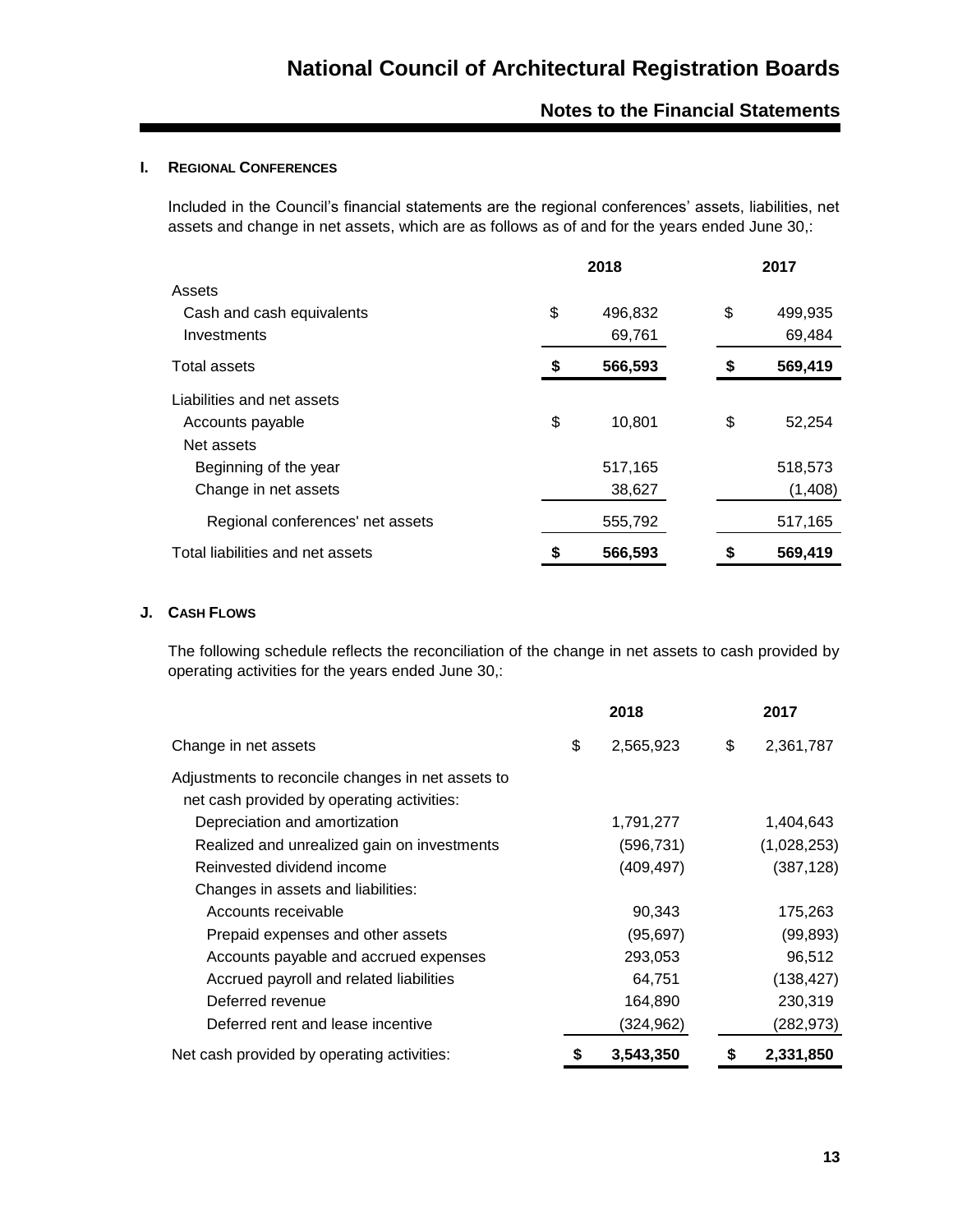### I. Regional Conferences

Included in the Council's financial statements are the regional conferences' assets, liabilities, net assets and change in net assets, which are as follows as of and for the years ended June 30,:

| | 2018 | 2017 |
|---|---|---|
| Assets | | |
| Cash and cash equivalents | $ 496,832 | $ 499,935 |
| Investments | 69,761 | 69,484 |
| **Total assets** | **$ 566,593** | **$ 569,419** |
| Liabilities and net assets | | |
| Accounts payable | $ 10,801 | $ 52,254 |
| Net assets | | |
| Beginning of the year | 517,165 | 518,573 |
| Change in net assets | 38,627 | (1,408) |
| Regional conferences' net assets | 555,792 | 517,165 |
| **Total liabilities and net assets** | **$ 566,593** | **$ 569,419** |

### J. Cash Flows

The following schedule reflects the reconciliation of the change in net assets to cash provided by operating activities for the years ended June 30,:

| | 2018 | 2017 |
|---|---|---|
| Change in net assets | $ 2,565,923 | $ 2,361,787 |
| Adjustments to reconcile changes in net assets to net cash provided by operating activities: | | |
| Depreciation and amortization | 1,791,277 | 1,404,643 |
| Realized and unrealized gain on investments | (596,731) | (1,028,253) |
| Reinvested dividend income | (409,497) | (387,128) |
| Changes in assets and liabilities: | | |
| Accounts receivable | 90,343 | 175,263 |
| Prepaid expenses and other assets | (95,697) | (99,893) |
| Accounts payable and accrued expenses | 293,053 | 96,512 |
| Accrued payroll and related liabilities | 64,751 | (138,427) |
| Deferred revenue | 164,890 | 230,319 |
| Deferred rent and lease incentive | (324,962) | (282,973) |
| **Net cash provided by operating activities:** | **$ 3,543,350** | **$ 2,331,850** |